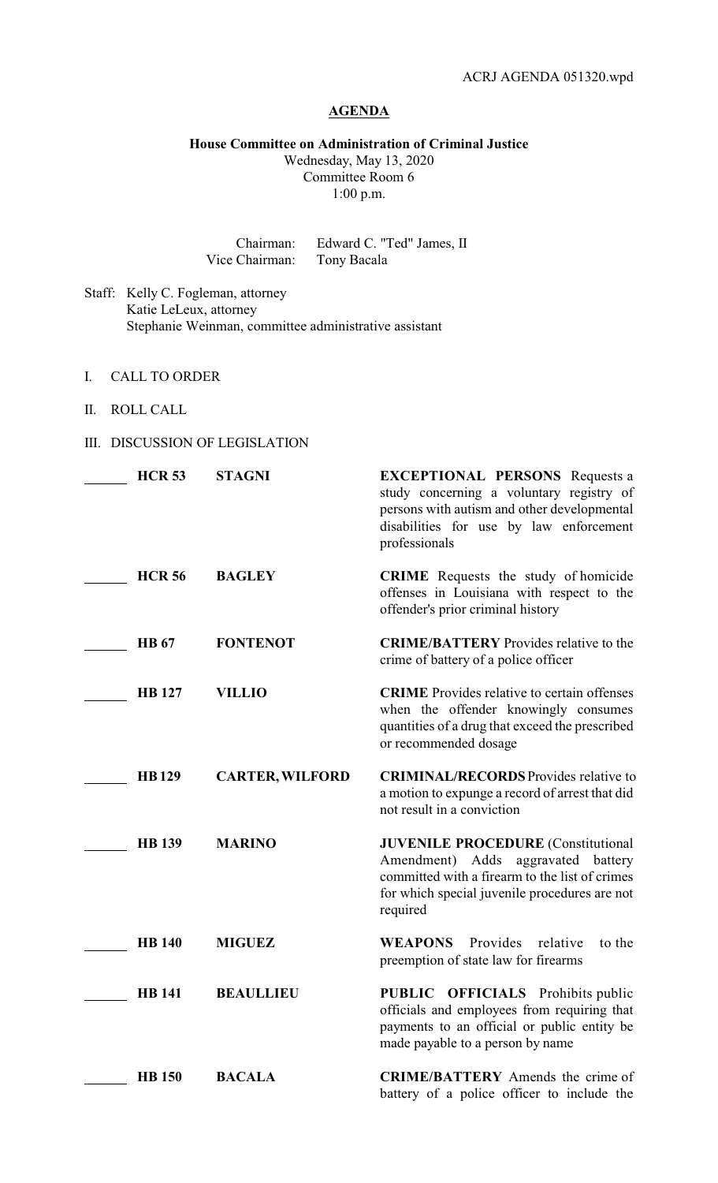ACRJ AGENDA 051320.wpd

## AGENDA

**House Committee on Administration of Criminal Justice**
Wednesday, May 13, 2020
Committee Room 6
1:00 p.m.

Chairman: Edward C. "Ted" James, II
Vice Chairman: Tony Bacala

Staff: Kelly C. Fogleman, attorney
Katie LeLeux, attorney
Stephanie Weinman, committee administrative assistant

I. CALL TO ORDER

II. ROLL CALL

III. DISCUSSION OF LEGISLATION

| | Bill | Author | Description |
|---|---|---|---|
| ______ | **HCR 53** | **STAGNI** | **EXCEPTIONAL PERSONS** Requests a study concerning a voluntary registry of persons with autism and other developmental disabilities for use by law enforcement professionals |
| ______ | **HCR 56** | **BAGLEY** | **CRIME** Requests the study of homicide offenses in Louisiana with respect to the offender's prior criminal history |
| ______ | **HB 67** | **FONTENOT** | **CRIME/BATTERY** Provides relative to the crime of battery of a police officer |
| ______ | **HB 127** | **VILLIO** | **CRIME** Provides relative to certain offenses when the offender knowingly consumes quantities of a drug that exceed the prescribed or recommended dosage |
| ______ | **HB 129** | **CARTER, WILFORD** | **CRIMINAL/RECORDS** Provides relative to a motion to expunge a record of arrest that did not result in a conviction |
| ______ | **HB 139** | **MARINO** | **JUVENILE PROCEDURE** (Constitutional Amendment) Adds aggravated battery committed with a firearm to the list of crimes for which special juvenile procedures are not required |
| ______ | **HB 140** | **MIGUEZ** | **WEAPONS** Provides relative to the preemption of state law for firearms |
| ______ | **HB 141** | **BEAULLIEU** | **PUBLIC OFFICIALS** Prohibits public officials and employees from requiring that payments to an official or public entity be made payable to a person by name |
| ______ | **HB 150** | **BACALA** | **CRIME/BATTERY** Amends the crime of battery of a police officer to include the |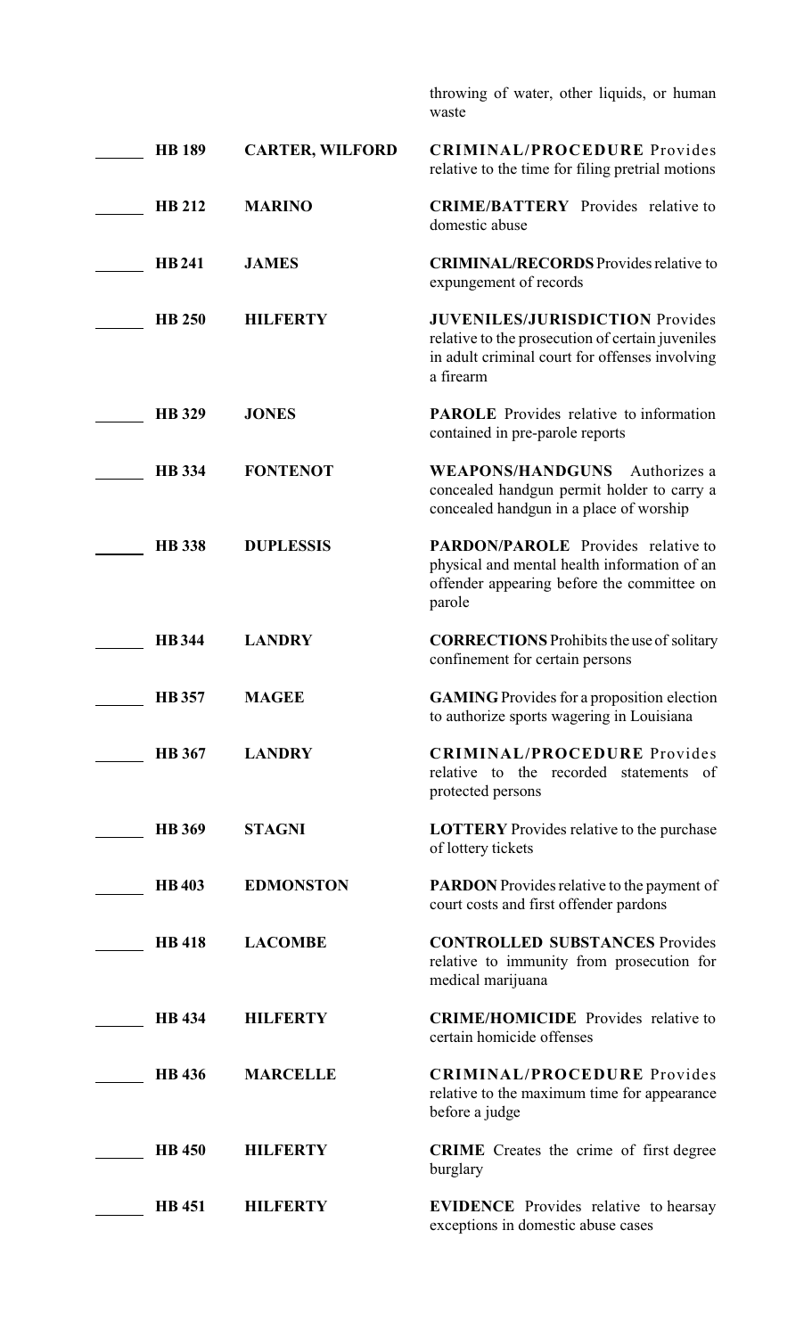throwing of water, other liquids, or human waste

| | | | |
|---|---|---|---|
| ______ | **HB 189** | **CARTER, WILFORD** | **CRIMINAL/PROCEDURE** Provides relative to the time for filing pretrial motions |
| ______ | **HB 212** | **MARINO** | **CRIME/BATTERY** Provides relative to domestic abuse |
| ______ | **HB 241** | **JAMES** | **CRIMINAL/RECORDS** Provides relative to expungement of records |
| ______ | **HB 250** | **HILFERTY** | **JUVENILES/JURISDICTION** Provides relative to the prosecution of certain juveniles in adult criminal court for offenses involving a firearm |
| ______ | **HB 329** | **JONES** | **PAROLE** Provides relative to information contained in pre-parole reports |
| ______ | **HB 334** | **FONTENOT** | **WEAPONS/HANDGUNS** Authorizes a concealed handgun permit holder to carry a concealed handgun in a place of worship |
| ______ | **HB 338** | **DUPLESSIS** | **PARDON/PAROLE** Provides relative to physical and mental health information of an offender appearing before the committee on parole |
| ______ | **HB 344** | **LANDRY** | **CORRECTIONS** Prohibits the use of solitary confinement for certain persons |
| ______ | **HB 357** | **MAGEE** | **GAMING** Provides for a proposition election to authorize sports wagering in Louisiana |
| ______ | **HB 367** | **LANDRY** | **CRIMINAL/PROCEDURE** Provides relative to the recorded statements of protected persons |
| ______ | **HB 369** | **STAGNI** | **LOTTERY** Provides relative to the purchase of lottery tickets |
| ______ | **HB 403** | **EDMONSTON** | **PARDON** Provides relative to the payment of court costs and first offender pardons |
| ______ | **HB 418** | **LACOMBE** | **CONTROLLED SUBSTANCES** Provides relative to immunity from prosecution for medical marijuana |
| ______ | **HB 434** | **HILFERTY** | **CRIME/HOMICIDE** Provides relative to certain homicide offenses |
| ______ | **HB 436** | **MARCELLE** | **CRIMINAL/PROCEDURE** Provides relative to the maximum time for appearance before a judge |
| ______ | **HB 450** | **HILFERTY** | **CRIME** Creates the crime of first degree burglary |
| ______ | **HB 451** | **HILFERTY** | **EVIDENCE** Provides relative to hearsay exceptions in domestic abuse cases |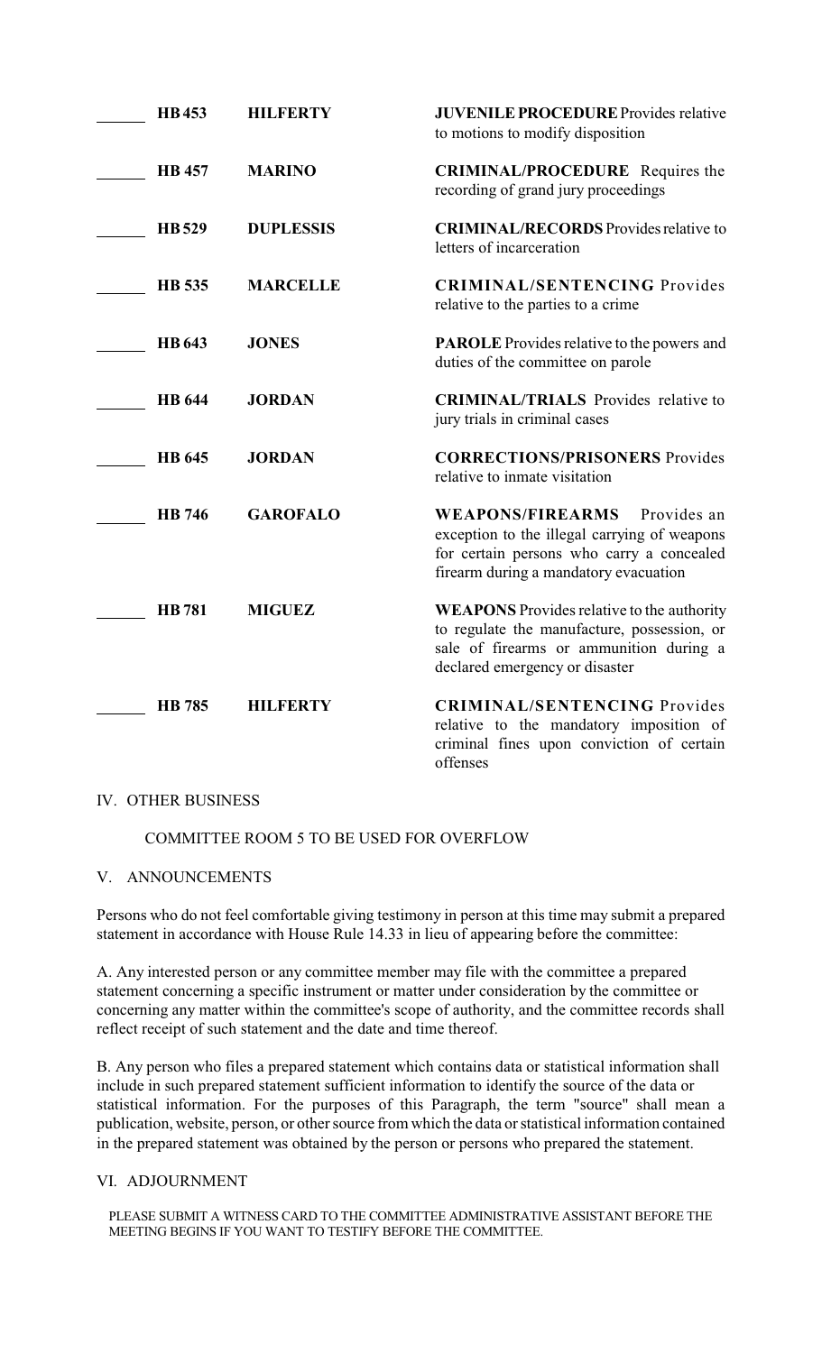| | | | |
|---|---|---|---|
| ______ | **HB 453** | **HILFERTY** | **JUVENILE PROCEDURE** Provides relative to motions to modify disposition |
| ______ | **HB 457** | **MARINO** | **CRIMINAL/PROCEDURE** Requires the recording of grand jury proceedings |
| ______ | **HB 529** | **DUPLESSIS** | **CRIMINAL/RECORDS** Provides relative to letters of incarceration |
| ______ | **HB 535** | **MARCELLE** | **CRIMINAL/SENTENCING** Provides relative to the parties to a crime |
| ______ | **HB 643** | **JONES** | **PAROLE** Provides relative to the powers and duties of the committee on parole |
| ______ | **HB 644** | **JORDAN** | **CRIMINAL/TRIALS** Provides relative to jury trials in criminal cases |
| ______ | **HB 645** | **JORDAN** | **CORRECTIONS/PRISONERS** Provides relative to inmate visitation |
| ______ | **HB 746** | **GAROFALO** | **WEAPONS/FIREARMS** Provides an exception to the illegal carrying of weapons for certain persons who carry a concealed firearm during a mandatory evacuation |
| ______ | **HB 781** | **MIGUEZ** | **WEAPONS** Provides relative to the authority to regulate the manufacture, possession, or sale of firearms or ammunition during a declared emergency or disaster |
| ______ | **HB 785** | **HILFERTY** | **CRIMINAL/SENTENCING** Provides relative to the mandatory imposition of criminal fines upon conviction of certain offenses |

IV. OTHER BUSINESS

COMMITTEE ROOM 5 TO BE USED FOR OVERFLOW

V. ANNOUNCEMENTS

Persons who do not feel comfortable giving testimony in person at this time may submit a prepared statement in accordance with House Rule 14.33 in lieu of appearing before the committee:

A. Any interested person or any committee member may file with the committee a prepared statement concerning a specific instrument or matter under consideration by the committee or concerning any matter within the committee's scope of authority, and the committee records shall reflect receipt of such statement and the date and time thereof.

B. Any person who files a prepared statement which contains data or statistical information shall include in such prepared statement sufficient information to identify the source of the data or statistical information. For the purposes of this Paragraph, the term "source" shall mean a publication, website, person, or other source from which the data or statistical information contained in the prepared statement was obtained by the person or persons who prepared the statement.

VI. ADJOURNMENT

PLEASE SUBMIT A WITNESS CARD TO THE COMMITTEE ADMINISTRATIVE ASSISTANT BEFORE THE MEETING BEGINS IF YOU WANT TO TESTIFY BEFORE THE COMMITTEE.